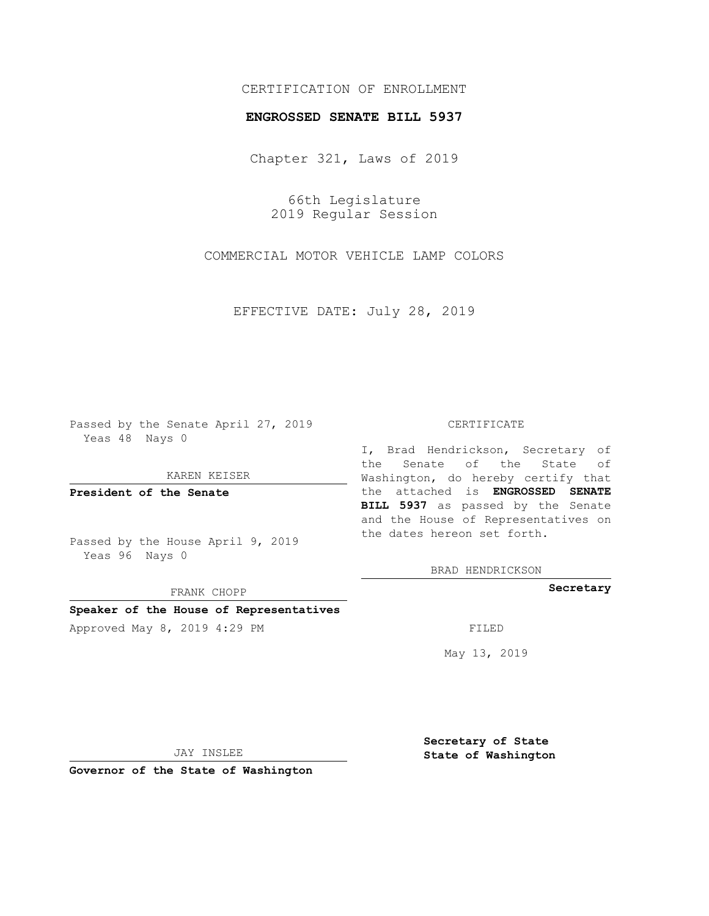CERTIFICATION OF ENROLLMENT

**ENGROSSED SENATE BILL 5937**

Chapter 321, Laws of 2019

66th Legislature
2019 Regular Session

COMMERCIAL MOTOR VEHICLE LAMP COLORS

EFFECTIVE DATE: July 28, 2019

Passed by the Senate April 27, 2019
Yeas 48 Nays 0

KAREN KEISER

**President of the Senate**

Passed by the House April 9, 2019
Yeas 96 Nays 0

FRANK CHOPP

**Speaker of the House of Representatives**

Approved May 8, 2019 4:29 PM

JAY INSLEE

**Governor of the State of Washington**

CERTIFICATE

I, Brad Hendrickson, Secretary of the Senate of the State of Washington, do hereby certify that the attached is **ENGROSSED SENATE BILL 5937** as passed by the Senate and the House of Representatives on the dates hereon set forth.

BRAD HENDRICKSON

**Secretary**

FILED

May 13, 2019

**Secretary of State**
**State of Washington**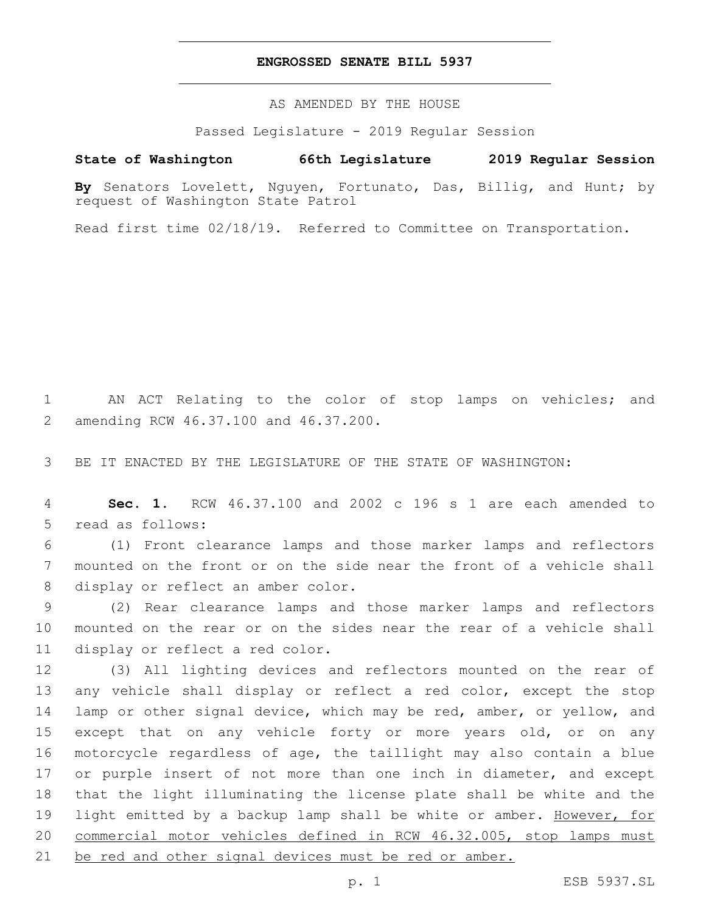# ENGROSSED SENATE BILL 5937

AS AMENDED BY THE HOUSE

Passed Legislature - 2019 Regular Session

**State of Washington 66th Legislature 2019 Regular Session**

**By** Senators Lovelett, Nguyen, Fortunato, Das, Billig, and Hunt; by request of Washington State Patrol

Read first time 02/18/19. Referred to Committee on Transportation.

AN ACT Relating to the color of stop lamps on vehicles; and amending RCW 46.37.100 and 46.37.200.

BE IT ENACTED BY THE LEGISLATURE OF THE STATE OF WASHINGTON:

**Sec. 1.** RCW 46.37.100 and 2002 c 196 s 1 are each amended to read as follows:

(1) Front clearance lamps and those marker lamps and reflectors mounted on the front or on the side near the front of a vehicle shall display or reflect an amber color.

(2) Rear clearance lamps and those marker lamps and reflectors mounted on the rear or on the sides near the rear of a vehicle shall display or reflect a red color.

(3) All lighting devices and reflectors mounted on the rear of any vehicle shall display or reflect a red color, except the stop lamp or other signal device, which may be red, amber, or yellow, and except that on any vehicle forty or more years old, or on any motorcycle regardless of age, the taillight may also contain a blue or purple insert of not more than one inch in diameter, and except that the light illuminating the license plate shall be white and the light emitted by a backup lamp shall be white or amber. <u>However, for commercial motor vehicles defined in RCW 46.32.005, stop lamps must be red and other signal devices must be red or amber.</u>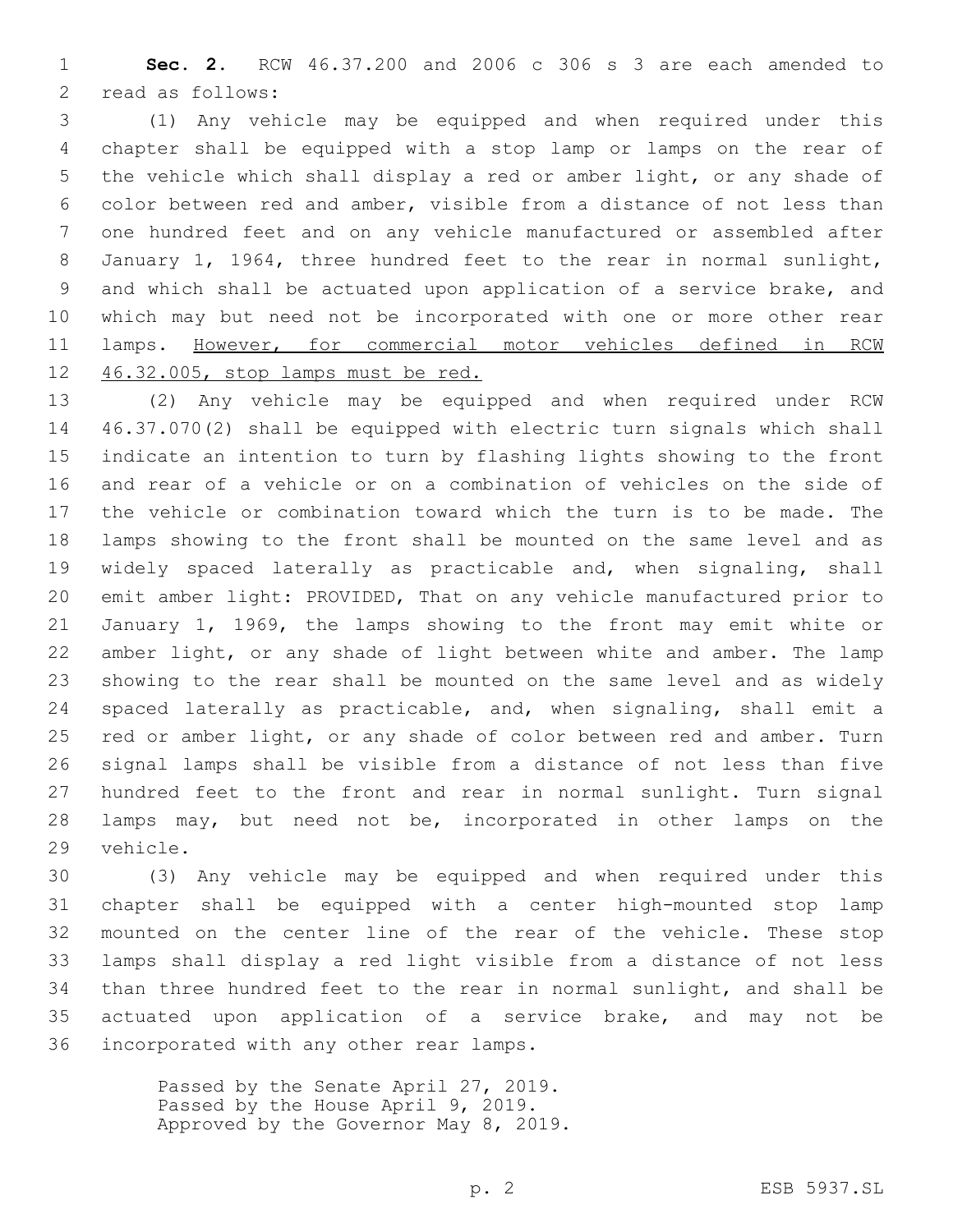**Sec. 2.** RCW 46.37.200 and 2006 c 306 s 3 are each amended to read as follows:

(1) Any vehicle may be equipped and when required under this chapter shall be equipped with a stop lamp or lamps on the rear of the vehicle which shall display a red or amber light, or any shade of color between red and amber, visible from a distance of not less than one hundred feet and on any vehicle manufactured or assembled after January 1, 1964, three hundred feet to the rear in normal sunlight, and which shall be actuated upon application of a service brake, and which may but need not be incorporated with one or more other rear lamps. <u>However, for commercial motor vehicles defined in RCW 46.32.005, stop lamps must be red.</u>

(2) Any vehicle may be equipped and when required under RCW 46.37.070(2) shall be equipped with electric turn signals which shall indicate an intention to turn by flashing lights showing to the front and rear of a vehicle or on a combination of vehicles on the side of the vehicle or combination toward which the turn is to be made. The lamps showing to the front shall be mounted on the same level and as widely spaced laterally as practicable and, when signaling, shall emit amber light: PROVIDED, That on any vehicle manufactured prior to January 1, 1969, the lamps showing to the front may emit white or amber light, or any shade of light between white and amber. The lamp showing to the rear shall be mounted on the same level and as widely spaced laterally as practicable, and, when signaling, shall emit a red or amber light, or any shade of color between red and amber. Turn signal lamps shall be visible from a distance of not less than five hundred feet to the front and rear in normal sunlight. Turn signal lamps may, but need not be, incorporated in other lamps on the vehicle.

(3) Any vehicle may be equipped and when required under this chapter shall be equipped with a center high-mounted stop lamp mounted on the center line of the rear of the vehicle. These stop lamps shall display a red light visible from a distance of not less than three hundred feet to the rear in normal sunlight, and shall be actuated upon application of a service brake, and may not be incorporated with any other rear lamps.

Passed by the Senate April 27, 2019.
Passed by the House April 9, 2019.
Approved by the Governor May 8, 2019.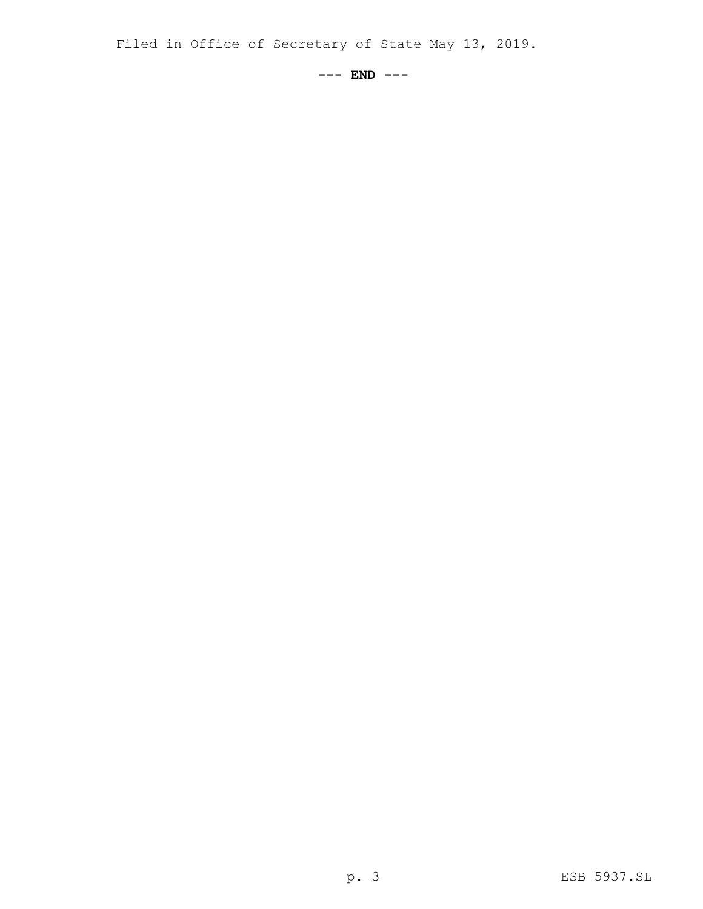Filed in Office of Secretary of State May 13, 2019.

**--- END ---**